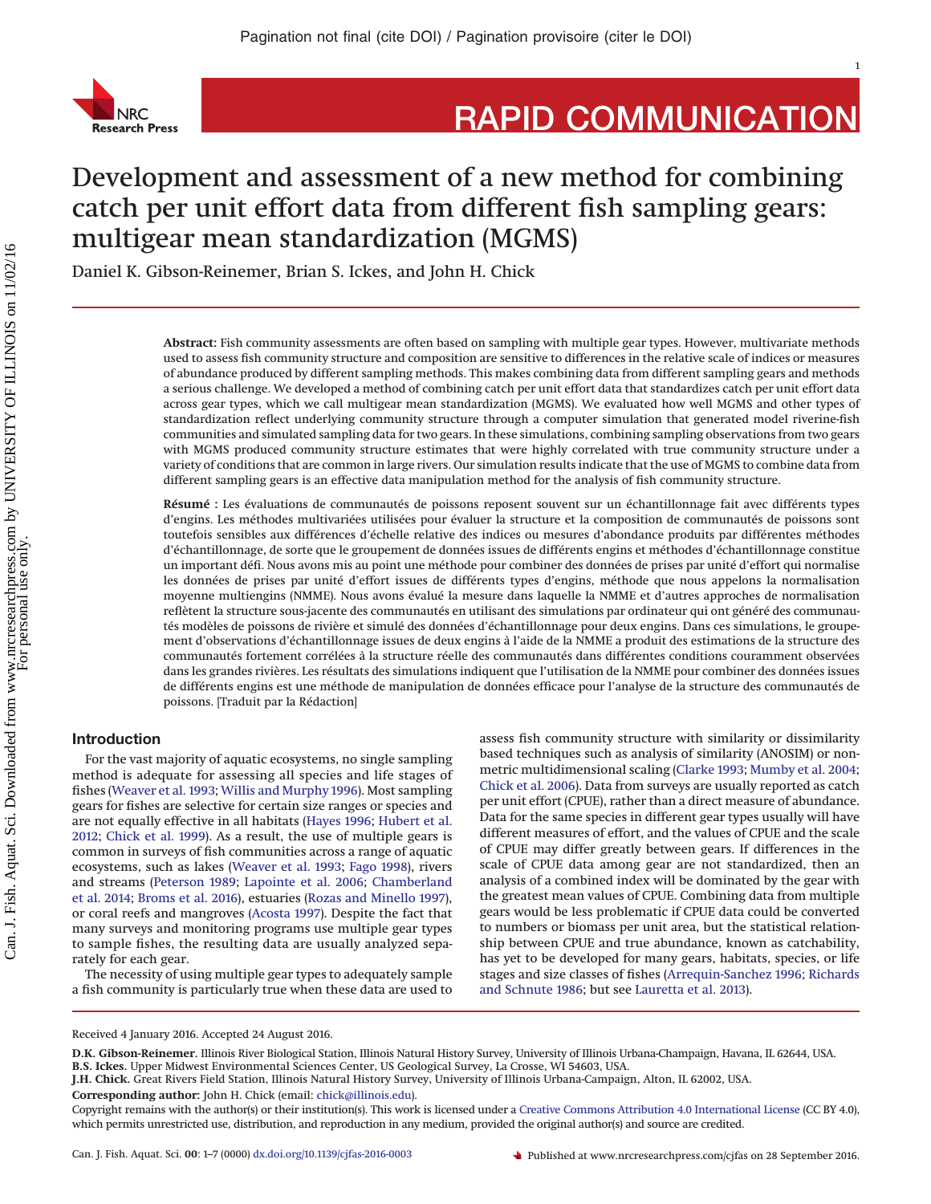# Development and assessment of a new method for combining catch per unit effort data from different fish sampling gears: multigear mean standardization (MGMS)

Daniel K. Gibson-Reinemer, Brian S. Ickes, and John H. Chick

**Abstract:** Fish community assessments are often based on sampling with multiple gear types. However, multivariate methods used to assess fish community structure and composition are sensitive to differences in the relative scale of indices or measures of abundance produced by different sampling methods. This makes combining data from different sampling gears and methods a serious challenge. We developed a method of combining catch per unit effort data that standardizes catch per unit effort data across gear types, which we call multigear mean standardization (MGMS). We evaluated how well MGMS and other types of standardization reflect underlying community structure through a computer simulation that generated model riverine-fish communities and simulated sampling data for two gears. In these simulations, combining sampling observations from two gears with MGMS produced community structure estimates that were highly correlated with true community structure under a variety of conditions that are common in large rivers. Our simulation results indicate that the use of MGMS to combine data from different sampling gears is an effective data manipulation method for the analysis of fish community structure.

**Résumé :** Les évaluations de communautés de poissons reposent souvent sur un échantillonnage fait avec différents types d'engins. Les méthodes multivariées utilisées pour évaluer la structure et la composition de communautés de poissons sont toutefois sensibles aux différences d'échelle relative des indices ou mesures d'abondance produits par différentes méthodes d'échantillonnage, de sorte que le groupement de données issues de différents engins et méthodes d'échantillonnage constitue un important défi. Nous avons mis au point une méthode pour combiner des données de prises par unité d'effort qui normalise les données de prises par unité d'effort issues de différents types d'engins, méthode que nous appelons la normalisation moyenne multiengins (NMME). Nous avons évalué la mesure dans laquelle la NMME et d'autres approches de normalisation reflètent la structure sous-jacente des communautés en utilisant des simulations par ordinateur qui ont généré des communautés modèles de poissons de rivière et simulé des données d'échantillonnage pour deux engins. Dans ces simulations, le groupement d'observations d'échantillonnage issues de deux engins à l'aide de la NMME a produit des estimations de la structure des communautés fortement corrélées à la structure réelle des communautés dans différentes conditions couramment observées dans les grandes rivières. Les résultats des simulations indiquent que l'utilisation de la NMME pour combiner des données issues de différents engins est une méthode de manipulation de données efficace pour l'analyse de la structure des communautés de poissons. [Traduit par la Rédaction]

## Introduction

For the vast majority of aquatic ecosystems, no single sampling method is adequate for assessing all species and life stages of fishes (Weaver et al. 1993; Willis and Murphy 1996). Most sampling gears for fishes are selective for certain size ranges or species and are not equally effective in all habitats (Hayes 1996; Hubert et al. 2012; Chick et al. 1999). As a result, the use of multiple gears is common in surveys of fish communities across a range of aquatic ecosystems, such as lakes (Weaver et al. 1993; Fago 1998), rivers and streams (Peterson 1989; Lapointe et al. 2006; Chamberland et al. 2014; Broms et al. 2016), estuaries (Rozas and Minello 1997), or coral reefs and mangroves (Acosta 1997). Despite the fact that many surveys and monitoring programs use multiple gear types to sample fishes, the resulting data are usually analyzed separately for each gear.

The necessity of using multiple gear types to adequately sample a fish community is particularly true when these data are used to assess fish community structure with similarity or dissimilarity based techniques such as analysis of similarity (ANOSIM) or non-metric multidimensional scaling (Clarke 1993; Mumby et al. 2004; Chick et al. 2006). Data from surveys are usually reported as catch per unit effort (CPUE), rather than a direct measure of abundance. Data for the same species in different gear types usually will have different measures of effort, and the values of CPUE and the scale of CPUE may differ greatly between gears. If differences in the scale of CPUE data among gear are not standardized, then an analysis of a combined index will be dominated by the gear with the greatest mean values of CPUE. Combining data from multiple gears would be less problematic if CPUE data could be converted to numbers or biomass per unit area, but the statistical relationship between CPUE and true abundance, known as catchability, has yet to be developed for many gears, habitats, species, or life stages and size classes of fishes (Arrequin-Sanchez 1996; Richards and Schnute 1986; but see Lauretta et al. 2013).

---

Received 4 January 2016. Accepted 24 August 2016.

**D.K. Gibson-Reinemer.** Illinois River Biological Station, Illinois Natural History Survey, University of Illinois Urbana-Champaign, Havana, IL 62644, USA.
**B.S. Ickes.** Upper Midwest Environmental Sciences Center, US Geological Survey, La Crosse, WI 54603, USA.
**J.H. Chick.** Great Rivers Field Station, Illinois Natural History Survey, University of Illinois Urbana-Campaign, Alton, IL 62002, USA.

**Corresponding author:** John H. Chick (email: chick@illinois.edu).

Copyright remains with the author(s) or their institution(s). This work is licensed under a Creative Commons Attribution 4.0 International License (CC BY 4.0), which permits unrestricted use, distribution, and reproduction in any medium, provided the original author(s) and source are credited.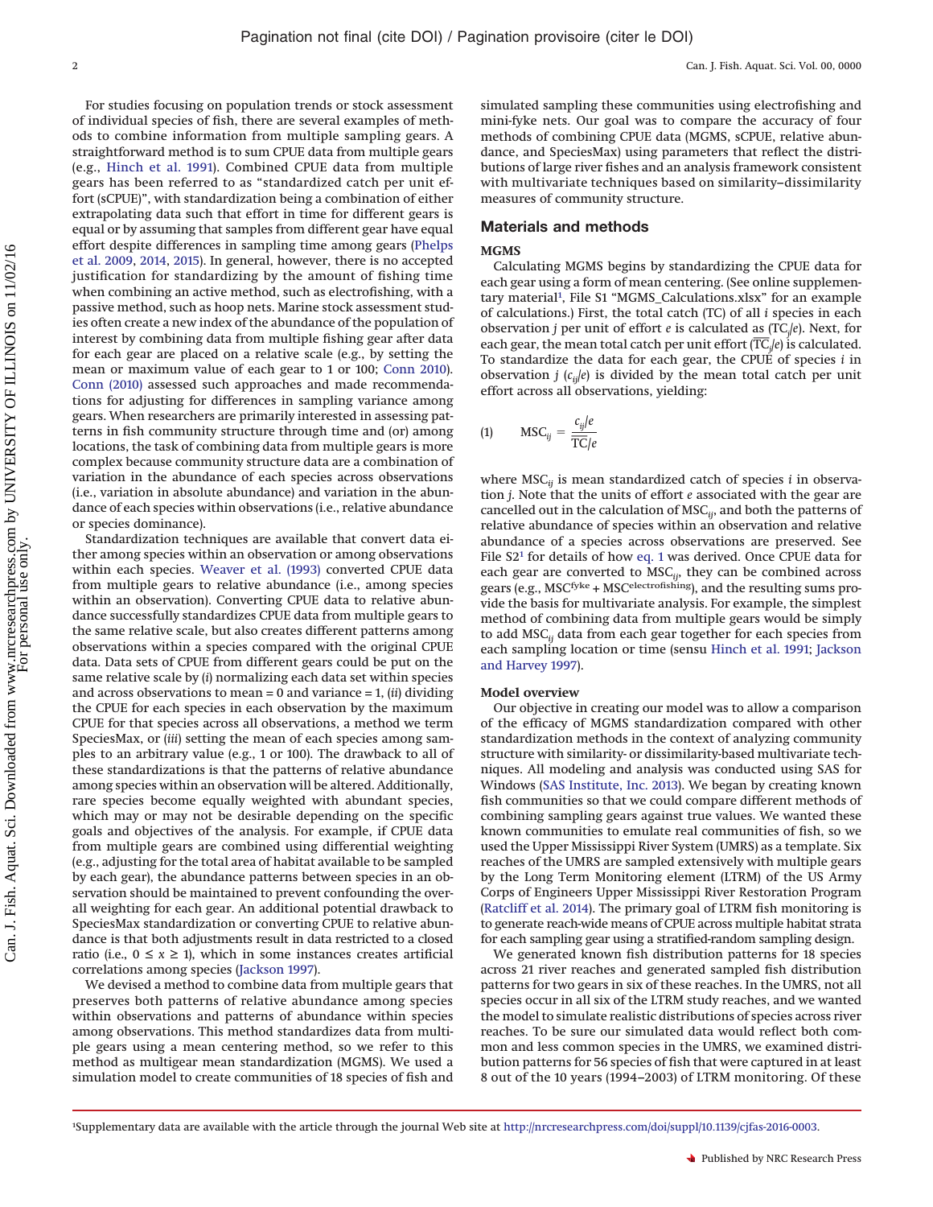For studies focusing on population trends or stock assessment of individual species of fish, there are several examples of methods to combine information from multiple sampling gears. A straightforward method is to sum CPUE data from multiple gears (e.g., Hinch et al. 1991). Combined CPUE data from multiple gears has been referred to as "standardized catch per unit effort (sCPUE)", with standardization being a combination of either extrapolating data such that effort in time for different gears is equal or by assuming that samples from different gear have equal effort despite differences in sampling time among gears (Phelps et al. 2009, 2014, 2015). In general, however, there is no accepted justification for standardizing by the amount of fishing time when combining an active method, such as electrofishing, with a passive method, such as hoop nets. Marine stock assessment studies often create a new index of the abundance of the population of interest by combining data from multiple fishing gear after data for each gear are placed on a relative scale (e.g., by setting the mean or maximum value of each gear to 1 or 100; Conn 2010). Conn (2010) assessed such approaches and made recommendations for adjusting for differences in sampling variance among gears. When researchers are primarily interested in assessing patterns in fish community structure through time and (or) among locations, the task of combining data from multiple gears is more complex because community structure data are a combination of variation in the abundance of each species across observations (i.e., variation in absolute abundance) and variation in the abundance of each species within observations (i.e., relative abundance or species dominance).

Standardization techniques are available that convert data either among species within an observation or among observations within each species. Weaver et al. (1993) converted CPUE data from multiple gears to relative abundance (i.e., among species within an observation). Converting CPUE data to relative abundance successfully standardizes CPUE data from multiple gears to the same relative scale, but also creates different patterns among observations within a species compared with the original CPUE data. Data sets of CPUE from different gears could be put on the same relative scale by (*i*) normalizing each data set within species and across observations to mean = 0 and variance = 1, (*ii*) dividing the CPUE for each species in each observation by the maximum CPUE for that species across all observations, a method we term SpeciesMax, or (*iii*) setting the mean of each species among samples to an arbitrary value (e.g., 1 or 100). The drawback to all of these standardizations is that the patterns of relative abundance among species within an observation will be altered. Additionally, rare species become equally weighted with abundant species, which may or may not be desirable depending on the specific goals and objectives of the analysis. For example, if CPUE data from multiple gears are combined using differential weighting (e.g., adjusting for the total area of habitat available to be sampled by each gear), the abundance patterns between species in an observation should be maintained to prevent confounding the overall weighting for each gear. An additional potential drawback to SpeciesMax standardization or converting CPUE to relative abundance is that both adjustments result in data restricted to a closed ratio (i.e., $0 \leq x \geq 1$), which in some instances creates artificial correlations among species (Jackson 1997).

We devised a method to combine data from multiple gears that preserves both patterns of relative abundance among species within observations and patterns of abundance within species among observations. This method standardizes data from multiple gears using a mean centering method, so we refer to this method as multigear mean standardization (MGMS). We used a simulation model to create communities of 18 species of fish and simulated sampling these communities using electrofishing and mini-fyke nets. Our goal was to compare the accuracy of four methods of combining CPUE data (MGMS, sCPUE, relative abundance, and SpeciesMax) using parameters that reflect the distributions of large river fishes and an analysis framework consistent with multivariate techniques based on similarity–dissimilarity measures of community structure.

## Materials and methods

### MGMS

Calculating MGMS begins by standardizing the CPUE data for each gear using a form of mean centering. (See online supplementary material[1], File S1 "MGMS_Calculations.xlsx" for an example of calculations.) First, the total catch (TC) of all *i* species in each observation *j* per unit of effort *e* is calculated as ($TC_j/e$). Next, for each gear, the mean total catch per unit effort ($\overline{TC_j}/e$) is calculated. To standardize the data for each gear, the CPUE of species *i* in observation *j* ($c_{ij}/e$) is divided by the mean total catch per unit effort across all observations, yielding:

$$(1) \qquad MSC_{ij} = \frac{c_{ij}/e}{\overline{TC}/e}$$

where $MSC_{ij}$ is mean standardized catch of species *i* in observation *j*. Note that the units of effort *e* associated with the gear are cancelled out in the calculation of $MSC_{ij}$, and both the patterns of relative abundance of species within an observation and relative abundance of a species across observations are preserved. See File S2[1] for details of how eq. 1 was derived. Once CPUE data for each gear are converted to $MSC_{ij}$, they can be combined across gears (e.g., $MSC^{fyke} + MSC^{electrofishing}$), and the resulting sums provide the basis for multivariate analysis. For example, the simplest method of combining data from multiple gears would be simply to add $MSC_{ij}$ data from each gear together for each species from each sampling location or time (sensu Hinch et al. 1991; Jackson and Harvey 1997).

### Model overview

Our objective in creating our model was to allow a comparison of the efficacy of MGMS standardization compared with other standardization methods in the context of analyzing community structure with similarity- or dissimilarity-based multivariate techniques. All modeling and analysis was conducted using SAS for Windows (SAS Institute, Inc. 2013). We began by creating known fish communities so that we could compare different methods of combining sampling gears against true values. We wanted these known communities to emulate real communities of fish, so we used the Upper Mississippi River System (UMRS) as a template. Six reaches of the UMRS are sampled extensively with multiple gears by the Long Term Monitoring element (LTRM) of the US Army Corps of Engineers Upper Mississippi River Restoration Program (Ratcliff et al. 2014). The primary goal of LTRM fish monitoring is to generate reach-wide means of CPUE across multiple habitat strata for each sampling gear using a stratified-random sampling design.

We generated known fish distribution patterns for 18 species across 21 river reaches and generated sampled fish distribution patterns for two gears in six of these reaches. In the UMRS, not all species occur in all six of the LTRM study reaches, and we wanted the model to simulate realistic distributions of species across river reaches. To be sure our simulated data would reflect both common and less common species in the UMRS, we examined distribution patterns for 56 species of fish that were captured in at least 8 out of the 10 years (1994–2003) of LTRM monitoring. Of these

[1]Supplementary data are available with the article through the journal Web site at http://nrcresearchpress.com/doi/suppl/10.1139/cjfas-2016-0003.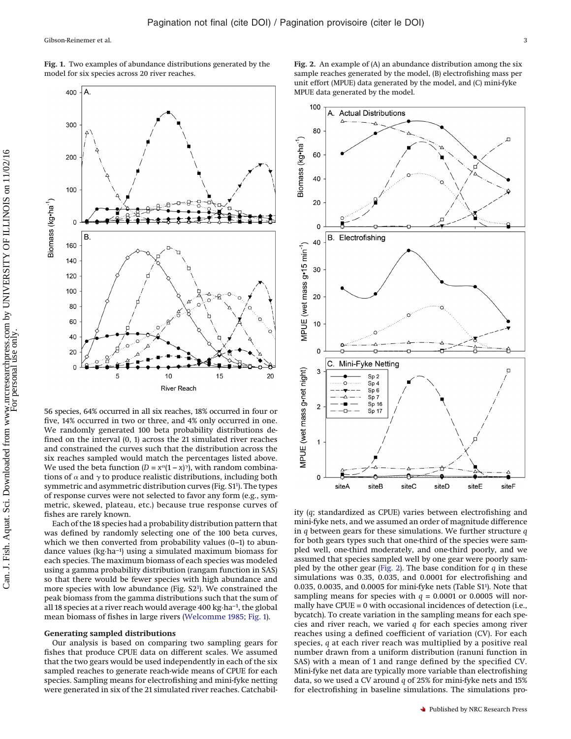**Fig. 1.** Two examples of abundance distributions generated by the model for six species across 20 river reaches.

**Fig. 2.** An example of (A) an abundance distribution among the six sample reaches generated by the model, (B) electrofishing mass per unit effort (MPUE) data generated by the model, and (C) mini-fyke MPUE data generated by the model.

56 species, 64% occurred in all six reaches, 18% occurred in four or five, 14% occurred in two or three, and 4% only occurred in one. We randomly generated 100 beta probability distributions defined on the interval (0, 1) across the 21 simulated river reaches and constrained the curves such that the distribution across the six reaches sampled would match the percentages listed above. We used the beta function ($D = x^{\alpha}(1 - x)^{\gamma}$), with random combinations of $\alpha$ and $\gamma$ to produce realistic distributions, including both symmetric and asymmetric distribution curves (Fig. S1[1]). The types of response curves were not selected to favor any form (e.g., symmetric, skewed, plateau, etc.) because true response curves of fishes are rarely known.

Each of the 18 species had a probability distribution pattern that was defined by randomly selecting one of the 100 beta curves, which we then converted from probability values (0–1) to abundance values (kg·ha$^{-1}$) using a simulated maximum biomass for each species. The maximum biomass of each species was modeled using a gamma probability distribution (rangam function in SAS) so that there would be fewer species with high abundance and more species with low abundance (Fig. S2[1]). We constrained the peak biomass from the gamma distributions such that the sum of all 18 species at a river reach would average 400 kg·ha$^{-1}$, the global mean biomass of fishes in large rivers (Welcomme 1985; Fig. 1).

### Generating sampled distributions

Our analysis is based on comparing two sampling gears for fishes that produce CPUE data on different scales. We assumed that the two gears would be used independently in each of the six sampled reaches to generate reach-wide means of CPUE for each species. Sampling means for electrofishing and mini-fyke netting were generated in six of the 21 simulated river reaches. Catchability ($q$; standardized as CPUE) varies between electrofishing and mini-fyke nets, and we assumed an order of magnitude difference in $q$ between gears for these simulations. We further structure $q$ for both gears types such that one-third of the species were sampled well, one-third moderately, and one-third poorly, and we assumed that species sampled well by one gear were poorly sampled by the other gear (Fig. 2). The base condition for $q$ in these simulations was 0.35, 0.035, and 0.0001 for electrofishing and 0.035, 0.0035, and 0.0005 for mini-fyke nets (Table S1[1]). Note that sampling means for species with $q = 0.0001$ or 0.0005 will normally have CPUE = 0 with occasional incidences of detection (i.e., bycatch). To create variation in the sampling means for each species and river reach, we varied $q$ for each species among river reaches using a defined coefficient of variation (CV). For each species, $q$ at each river reach was multiplied by a positive real number drawn from a uniform distribution (ranuni function in SAS) with a mean of 1 and range defined by the specified CV. Mini-fyke net data are typically more variable than electrofishing data, so we used a CV around $q$ of 25% for mini-fyke nets and 15% for electrofishing in baseline simulations. The simulations pro-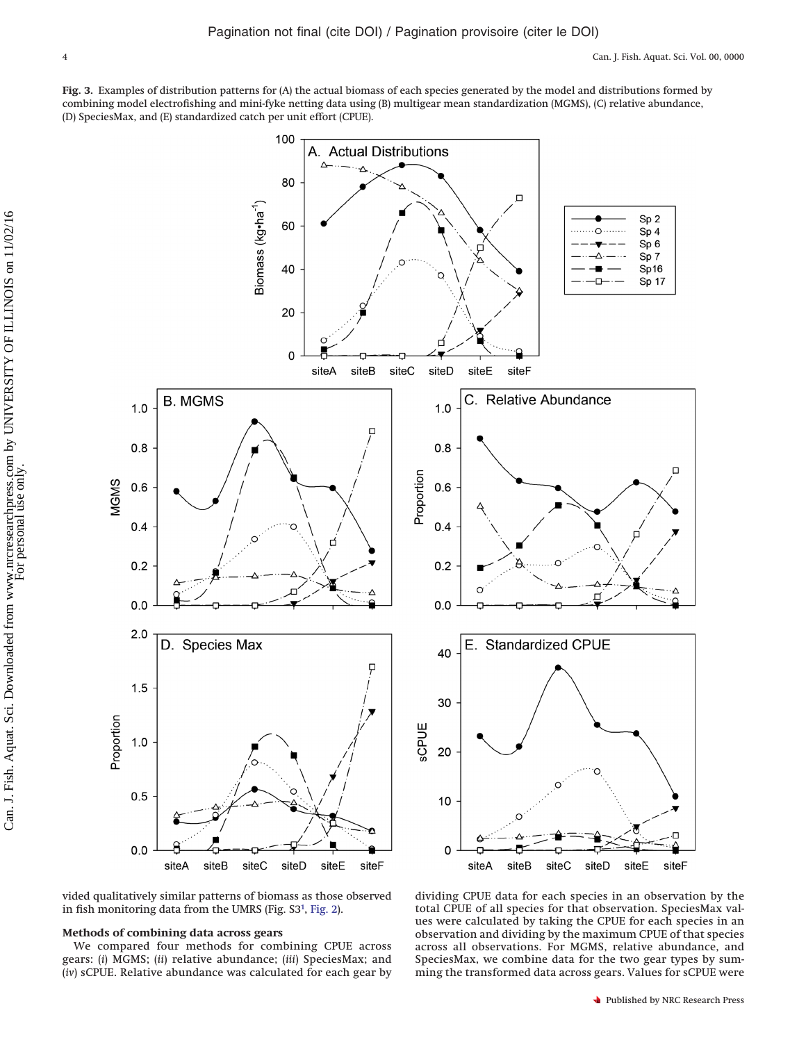**Fig. 3.** Examples of distribution patterns for (A) the actual biomass of each species generated by the model and distributions formed by combining model electrofishing and mini-fyke netting data using (B) multigear mean standardization (MGMS), (C) relative abundance, (D) SpeciesMax, and (E) standardized catch per unit effort (CPUE).

vided qualitatively similar patterns of biomass as those observed in fish monitoring data from the UMRS (Fig. S3[1], Fig. 2).

### Methods of combining data across gears

We compared four methods for combining CPUE across gears: (*i*) MGMS; (*ii*) relative abundance; (*iii*) SpeciesMax; and (*iv*) sCPUE. Relative abundance was calculated for each gear by dividing CPUE data for each species in an observation by the total CPUE of all species for that observation. SpeciesMax values were calculated by taking the CPUE for each species in an observation and dividing by the maximum CPUE of that species across all observations. For MGMS, relative abundance, and SpeciesMax, we combine data for the two gear types by summing the transformed data across gears. Values for sCPUE were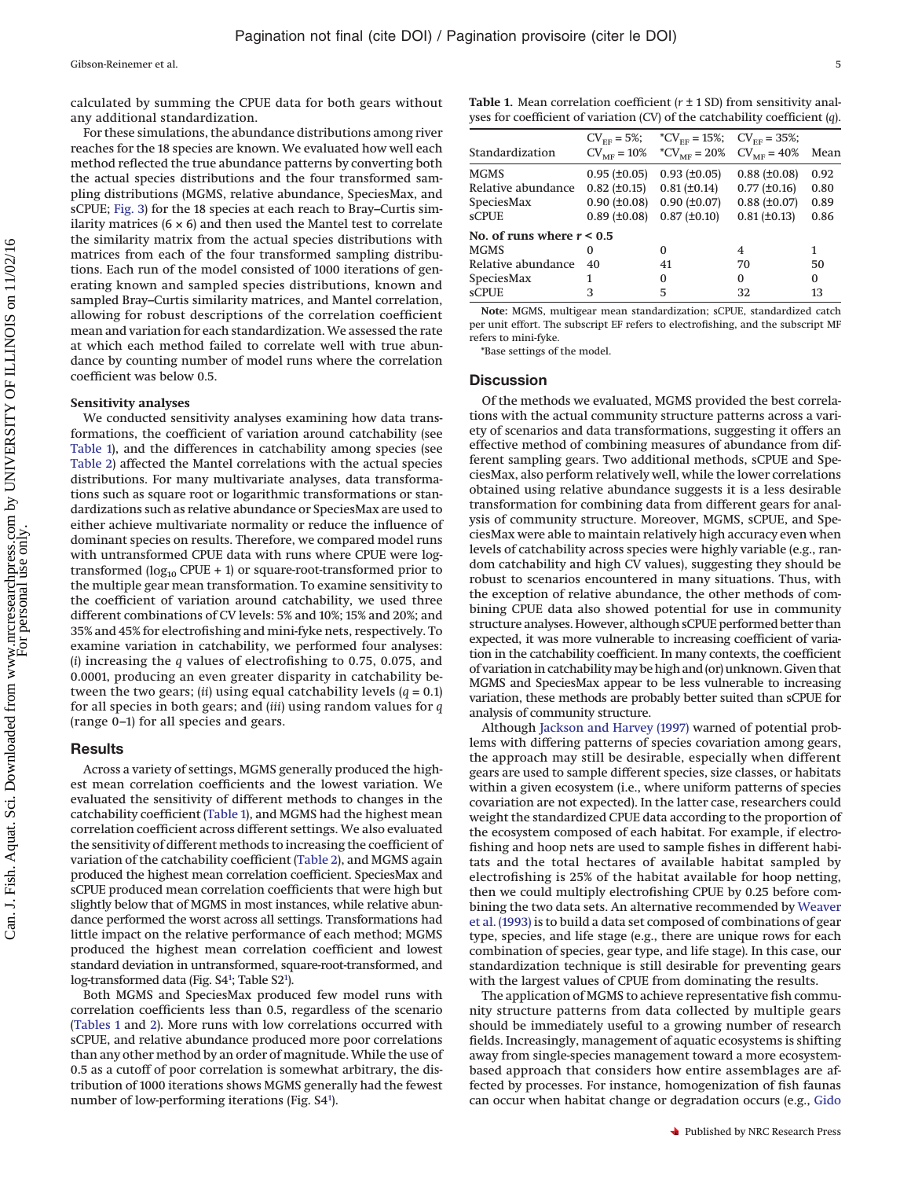calculated by summing the CPUE data for both gears without any additional standardization.

For these simulations, the abundance distributions among river reaches for the 18 species are known. We evaluated how well each method reflected the true abundance patterns by converting both the actual species distributions and the four transformed sampling distributions (MGMS, relative abundance, SpeciesMax, and sCPUE; Fig. 3) for the 18 species at each reach to Bray–Curtis similarity matrices (6 × 6) and then used the Mantel test to correlate the similarity matrix from the actual species distributions with matrices from each of the four transformed sampling distributions. Each run of the model consisted of 1000 iterations of generating known and sampled species distributions, known and sampled Bray–Curtis similarity matrices, and Mantel correlation, allowing for robust descriptions of the correlation coefficient mean and variation for each standardization. We assessed the rate at which each method failed to correlate well with true abundance by counting number of model runs where the correlation coefficient was below 0.5.

### Sensitivity analyses

We conducted sensitivity analyses examining how data transformations, the coefficient of variation around catchability (see Table 1), and the differences in catchability among species (see Table 2) affected the Mantel correlations with the actual species distributions. For many multivariate analyses, data transformations such as square root or logarithmic transformations or standardizations such as relative abundance or SpeciesMax are used to either achieve multivariate normality or reduce the influence of dominant species on results. Therefore, we compared model runs with untransformed CPUE data with runs where CPUE were log-transformed ($\log_{10}$ CPUE + 1) or square-root-transformed prior to the multiple gear mean transformation. To examine sensitivity to the coefficient of variation around catchability, we used three different combinations of CV levels: 5% and 10%; 15% and 20%; and 35% and 45% for electrofishing and mini-fyke nets, respectively. To examine variation in catchability, we performed four analyses: (*i*) increasing the $q$ values of electrofishing to 0.75, 0.075, and 0.0001, producing an even greater disparity in catchability between the two gears; (*ii*) using equal catchability levels ($q$ = 0.1) for all species in both gears; and (*iii*) using random values for $q$ (range 0–1) for all species and gears.

## Results

Across a variety of settings, MGMS generally produced the highest mean correlation coefficients and the lowest variation. We evaluated the sensitivity of different methods to changes in the catchability coefficient (Table 1), and MGMS had the highest mean correlation coefficient across different settings. We also evaluated the sensitivity of different methods to increasing the coefficient of variation of the catchability coefficient (Table 2), and MGMS again produced the highest mean correlation coefficient. SpeciesMax and sCPUE produced mean correlation coefficients that were high but slightly below that of MGMS in most instances, while relative abundance performed the worst across all settings. Transformations had little impact on the relative performance of each method; MGMS produced the highest mean correlation coefficient and lowest standard deviation in untransformed, square-root-transformed, and log-transformed data (Fig. S4[1]; Table S2[1]).

Both MGMS and SpeciesMax produced few model runs with correlation coefficients less than 0.5, regardless of the scenario (Tables 1 and 2). More runs with low correlations occurred with sCPUE, and relative abundance produced more poor correlations than any other method by an order of magnitude. While the use of 0.5 as a cutoff of poor correlation is somewhat arbitrary, the distribution of 1000 iterations shows MGMS generally had the fewest number of low-performing iterations (Fig. S4[1]).

**Table 1.** Mean correlation coefficient ($r$ ± 1 SD) from sensitivity analyses for coefficient of variation (CV) of the catchability coefficient ($q$).

| Standardization | $CV_{EF}$ = 5%; $CV_{MF}$ = 10% | *$CV_{EF}$ = 15%; *$CV_{MF}$ = 20% | $CV_{EF}$ = 35%; $CV_{MF}$ = 40% | Mean |
|---|---|---|---|---|
| MGMS | 0.95 (±0.05) | 0.93 (±0.05) | 0.88 (±0.08) | 0.92 |
| Relative abundance | 0.82 (±0.15) | 0.81 (±0.14) | 0.77 (±0.16) | 0.80 |
| SpeciesMax | 0.90 (±0.08) | 0.90 (±0.07) | 0.88 (±0.07) | 0.89 |
| sCPUE | 0.89 (±0.08) | 0.87 (±0.10) | 0.81 (±0.13) | 0.86 |
| **No. of runs where $r$ < 0.5** | | | | |
| MGMS | 0 | 0 | 4 | 1 |
| Relative abundance | 40 | 41 | 70 | 50 |
| SpeciesMax | 1 | 0 | 0 | 0 |
| sCPUE | 3 | 5 | 32 | 13 |

**Note:** MGMS, multigear mean standardization; sCPUE, standardized catch per unit effort. The subscript EF refers to electrofishing, and the subscript MF refers to mini-fyke.

*Base settings of the model.

## Discussion

Of the methods we evaluated, MGMS provided the best correlations with the actual community structure patterns across a variety of scenarios and data transformations, suggesting it offers an effective method of combining measures of abundance from different sampling gears. Two additional methods, sCPUE and SpeciesMax, also perform relatively well, while the lower correlations obtained using relative abundance suggests it is a less desirable transformation for combining data from different gears for analysis of community structure. Moreover, MGMS, sCPUE, and SpeciesMax were able to maintain relatively high accuracy even when levels of catchability across species were highly variable (e.g., random catchability and high CV values), suggesting they should be robust to scenarios encountered in many situations. Thus, with the exception of relative abundance, the other methods of combining CPUE data also showed potential for use in community structure analyses. However, although sCPUE performed better than expected, it was more vulnerable to increasing coefficient of variation in the catchability coefficient. In many contexts, the coefficient of variation in catchability may be high and (or) unknown. Given that MGMS and SpeciesMax appear to be less vulnerable to increasing variation, these methods are probably better suited than sCPUE for analysis of community structure.

Although Jackson and Harvey (1997) warned of potential problems with differing patterns of species covariation among gears, the approach may still be desirable, especially when different gears are used to sample different species, size classes, or habitats within a given ecosystem (i.e., where uniform patterns of species covariation are not expected). In the latter case, researchers could weight the standardized CPUE data according to the proportion of the ecosystem composed of each habitat. For example, if electrofishing and hoop nets are used to sample fishes in different habitats and the total hectares of available habitat sampled by electrofishing is 25% of the habitat available for hoop netting, then we could multiply electrofishing CPUE by 0.25 before combining the two data sets. An alternative recommended by Weaver et al. (1993) is to build a data set composed of combinations of gear type, species, and life stage (e.g., there are unique rows for each combination of species, gear type, and life stage). In this case, our standardization technique is still desirable for preventing gears with the largest values of CPUE from dominating the results.

The application of MGMS to achieve representative fish community structure patterns from data collected by multiple gears should be immediately useful to a growing number of research fields. Increasingly, management of aquatic ecosystems is shifting away from single-species management toward a more ecosystem-based approach that considers how entire assemblages are affected by processes. For instance, homogenization of fish faunas can occur when habitat change or degradation occurs (e.g., Gido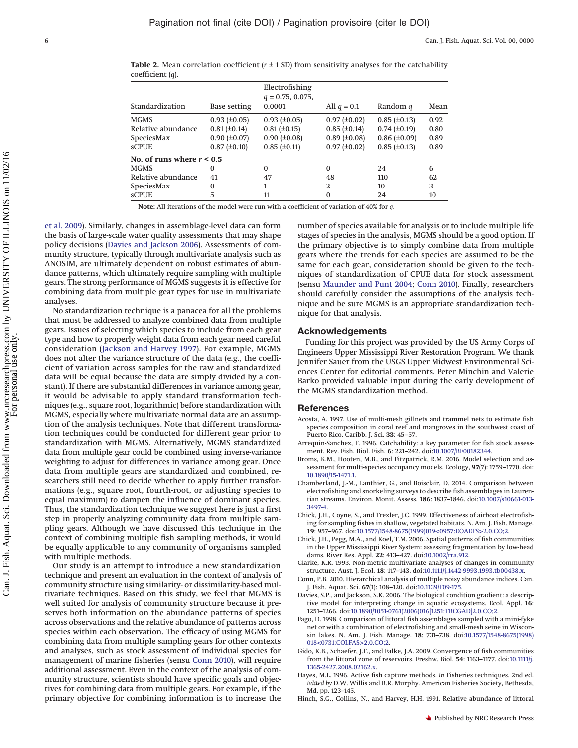**Table 2.** Mean correlation coefficient ($r$ ± 1 SD) from sensitivity analyses for the catchability coefficient ($q$).

| Standardization | Base setting | Electrofishing $q$ = 0.75, 0.075, 0.0001 | All $q$ = 0.1 | Random $q$ | Mean |
|---|---|---|---|---|---|
| MGMS | 0.93 (±0.05) | 0.93 (±0.05) | 0.97 (±0.02) | 0.85 (±0.13) | 0.92 |
| Relative abundance | 0.81 (±0.14) | 0.81 (±0.15) | 0.85 (±0.14) | 0.74 (±0.19) | 0.80 |
| SpeciesMax | 0.90 (±0.07) | 0.90 (±0.08) | 0.89 (±0.08) | 0.86 (±0.09) | 0.89 |
| sCPUE | 0.87 (±0.10) | 0.85 (±0.11) | 0.97 (±0.02) | 0.85 (±0.13) | 0.89 |
| **No. of runs where $r$ < 0.5** | | | | | |
| MGMS | 0 | 0 | 0 | 24 | 6 |
| Relative abundance | 41 | 47 | 48 | 110 | 62 |
| SpeciesMax | 0 | 1 | 2 | 10 | 3 |
| sCPUE | 5 | 11 | 0 | 24 | 10 |

**Note:** All iterations of the model were run with a coefficient of variation of 40% for $q$.

et al. 2009). Similarly, changes in assemblage-level data can form the basis of large-scale water quality assessments that may shape policy decisions (Davies and Jackson 2006). Assessments of community structure, typically through multivariate analysis such as ANOSIM, are ultimately dependent on robust estimates of abundance patterns, which ultimately require sampling with multiple gears. The strong performance of MGMS suggests it is effective for combining data from multiple gear types for use in multivariate analyses.

No standardization technique is a panacea for all the problems that must be addressed to analyze combined data from multiple gears. Issues of selecting which species to include from each gear type and how to properly weight data from each gear need careful consideration (Jackson and Harvey 1997). For example, MGMS does not alter the variance structure of the data (e.g., the coefficient of variation across samples for the raw and standardized data will be equal because the data are simply divided by a constant). If there are substantial differences in variance among gear, it would be advisable to apply standard transformation techniques (e.g., square root, logarithmic) before standardization with MGMS, especially where multivariate normal data are an assumption of the analysis techniques. Note that different transformation techniques could be conducted for different gear prior to standardization with MGMS. Alternatively, MGMS standardized data from multiple gear could be combined using inverse-variance weighting to adjust for differences in variance among gear. Once data from multiple gears are standardized and combined, researchers still need to decide whether to apply further transformations (e.g., square root, fourth-root, or adjusting species to equal maximum) to dampen the influence of dominant species. Thus, the standardization technique we suggest here is just a first step in properly analyzing community data from multiple sampling gears. Although we have discussed this technique in the context of combining multiple fish sampling methods, it would be equally applicable to any community of organisms sampled with multiple methods.

Our study is an attempt to introduce a new standardization technique and present an evaluation in the context of analysis of community structure using similarity- or dissimilarity-based multivariate techniques. Based on this study, we feel that MGMS is well suited for analysis of community structure because it preserves both information on the abundance patterns of species across observations and the relative abundance of patterns across species within each observation. The efficacy of using MGMS for combining data from multiple sampling gears for other contexts and analyses, such as stock assessment of individual species for management of marine fisheries (sensu Conn 2010), will require additional assessment. Even in the context of the analysis of community structure, scientists should have specific goals and objectives for combining data from multiple gears. For example, if the primary objective for combining information is to increase the number of species available for analysis or to include multiple life stages of species in the analysis, MGMS should be a good option. If the primary objective is to simply combine data from multiple gears where the trends for each species are assumed to be the same for each gear, consideration should be given to the techniques of standardization of CPUE data for stock assessment (sensu Maunder and Punt 2004; Conn 2010). Finally, researchers should carefully consider the assumptions of the analysis technique and be sure MGMS is an appropriate standardization technique for that analysis.

## Acknowledgements

Funding for this project was provided by the US Army Corps of Engineers Upper Mississippi River Restoration Program. We thank Jennifer Sauer from the USGS Upper Midwest Environmental Sciences Center for editorial comments. Peter Minchin and Valerie Barko provided valuable input during the early development of the MGMS standardization method.

## References

Acosta, A. 1997. Use of multi-mesh gillnets and trammel nets to estimate fish species composition in coral reef and mangroves in the southwest coast of Puerto Rico. Caribb. J. Sci. **33**: 45–57.

Arrequin-Sanchez, F. 1996. Catchability: a key parameter for fish stock assessment. Rev. Fish. Biol. Fish. **6**: 221–242. doi:10.1007/BF00182344.

Broms, K.M., Hooten, M.B., and Fitzpatrick, R.M. 2016. Model selection and assessment for multi-species occupancy models. Ecology, **97**(7): 1759–1770. doi:10.1890/15-1471.1.

Chamberland, J.-M., Lanthier, G., and Boisclair, D. 2014. Comparison between electrofishing and snorkeling surveys to describe fish assemblages in Laurentian streams. Environ. Monit. Assess. **186**: 1837–1846. doi:10.1007/s10661-013-3497-4.

Chick, J.H., Coyne, S., and Trexler, J.C. 1999. Effectiveness of airboat electrofishing for sampling fishes in shallow, vegetated habitats. N. Am. J. Fish. Manage. **19**: 957–967. doi:10.1577/1548-8675(1999)019<0957:EOAEFS>2.0.CO;2.

Chick, J.H., Pegg, M.A., and Koel, T.M. 2006. Spatial patterns of fish communities in the Upper Mississippi River System: assessing fragmentation by low-head dams. River Res. Appl. **22**: 413–427. doi:10.1002/rra.912.

Clarke, K.R. 1993. Non-metric multivariate analyses of changes in community structure. Aust. J. Ecol. **18**: 117–143. doi:10.1111/j.1442-9993.1993.tb00438.x.

Conn, P.B. 2010. Hierarchical analysis of multiple noisy abundance indices. Can. J. Fish. Aquat. Sci. **67**(1): 108–120. doi:10.1139/F09-175.

Davies, S.P., and Jackson, S.K. 2006. The biological condition gradient: a descriptive model for interpreting change in aquatic ecosystems. Ecol. Appl. **16**: 1251–1266. doi:10.1890/1051-0761(2006)016[1251:TBCGAD]2.0.CO;2.

Fago, D. 1998. Comparison of littoral fish assemblages sampled with a mini-fyke net or with a combination of electrofishing and small-mesh seine in Wisconsin lakes. N. Am. J. Fish. Manage. **18**: 731–738. doi:10.1577/1548-8675(1998)018<0731:COLFAS>2.0.CO;2.

Gido, K.B., Schaefer, J.F., and Falke, J.A. 2009. Convergence of fish communities from the littoral zone of reservoirs. Freshw. Biol. **54**: 1163–1177. doi:10.1111/j.1365-2427.2008.02162.x.

Hayes, M.L. 1996. Active fish capture methods. *In* Fisheries techniques. 2nd ed. *Edited by* D.W. Willis and B.R. Murphy. American Fisheries Society, Bethesda, Md. pp. 123–145.

Hinch, S.G., Collins, N., and Harvey, H.H. 1991. Relative abundance of littoral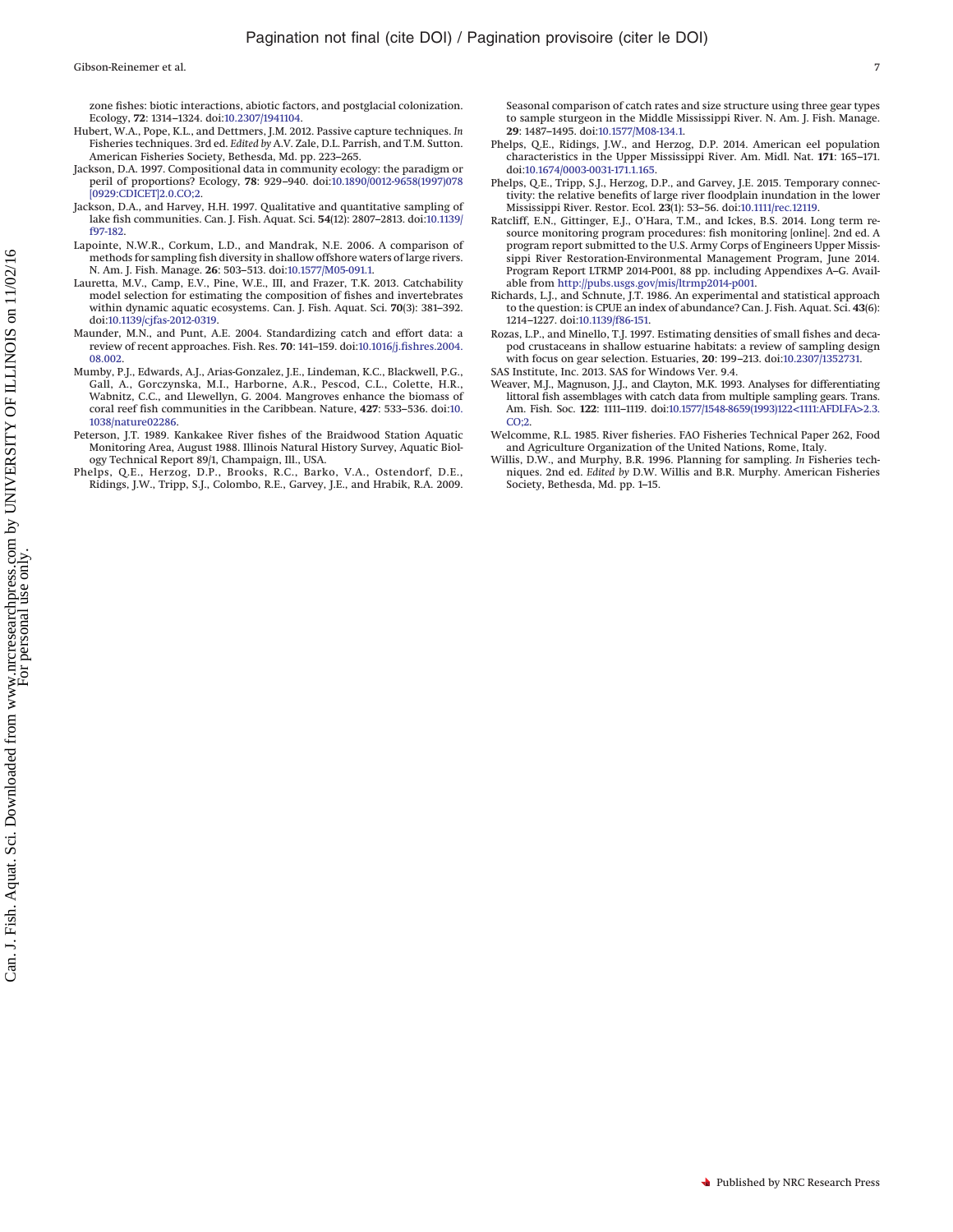zone fishes: biotic interactions, abiotic factors, and postglacial colonization. Ecology, **72**: 1314–1324. doi:10.2307/1941104.

Hubert, W.A., Pope, K.L., and Dettmers, J.M. 2012. Passive capture techniques. *In* Fisheries techniques. 3rd ed. *Edited by* A.V. Zale, D.L. Parrish, and T.M. Sutton. American Fisheries Society, Bethesda, Md. pp. 223–265.

Jackson, D.A. 1997. Compositional data in community ecology: the paradigm or peril of proportions? Ecology, **78**: 929–940. doi:10.1890/0012-9658(1997)078[0929:CDICET]2.0.CO;2.

Jackson, D.A., and Harvey, H.H. 1997. Qualitative and quantitative sampling of lake fish communities. Can. J. Fish. Aquat. Sci. **54**(12): 2807–2813. doi:10.1139/f97-182.

Lapointe, N.W.R., Corkum, L.D., and Mandrak, N.E. 2006. A comparison of methods for sampling fish diversity in shallow offshore waters of large rivers. N. Am. J. Fish. Manage. **26**: 503–513. doi:10.1577/M05-091.1.

Lauretta, M.V., Camp, E.V., Pine, W.E., III, and Frazer, T.K. 2013. Catchability model selection for estimating the composition of fishes and invertebrates within dynamic aquatic ecosystems. Can. J. Fish. Aquat. Sci. **70**(3): 381–392. doi:10.1139/cjfas-2012-0319.

Maunder, M.N., and Punt, A.E. 2004. Standardizing catch and effort data: a review of recent approaches. Fish. Res. **70**: 141–159. doi:10.1016/j.fishres.2004.08.002.

Mumby, P.J., Edwards, A.J., Arias-Gonzalez, J.E., Lindeman, K.C., Blackwell, P.G., Gall, A., Gorczynska, M.I., Harborne, A.R., Pescod, C.L., Colette, H.R., Wabnitz, C.C., and Llewellyn, G. 2004. Mangroves enhance the biomass of coral reef fish communities in the Caribbean. Nature, **427**: 533–536. doi:10.1038/nature02286.

Peterson, J.T. 1989. Kankakee River fishes of the Braidwood Station Aquatic Monitoring Area, August 1988. Illinois Natural History Survey, Aquatic Biology Technical Report 89/1, Champaign, Ill., USA.

Phelps, Q.E., Herzog, D.P., Brooks, R.C., Barko, V.A., Ostendorf, D.E., Ridings, J.W., Tripp, S.J., Colombo, R.E., Garvey, J.E., and Hrabik, R.A. 2009. Seasonal comparison of catch rates and size structure using three gear types to sample sturgeon in the Middle Mississippi River. N. Am. J. Fish. Manage. **29**: 1487–1495. doi:10.1577/M08-134.1.

Phelps, Q.E., Ridings, J.W., and Herzog, D.P. 2014. American eel population characteristics in the Upper Mississippi River. Am. Midl. Nat. **171**: 165–171. doi:10.1674/0003-0031-171.1.165.

Phelps, Q.E., Tripp, S.J., Herzog, D.P., and Garvey, J.E. 2015. Temporary connectivity: the relative benefits of large river floodplain inundation in the lower Mississippi River. Restor. Ecol. **23**(1): 53–56. doi:10.1111/rec.12119.

Ratcliff, E.N., Gittinger, E.J., O'Hara, T.M., and Ickes, B.S. 2014. Long term resource monitoring program procedures: fish monitoring [online]. 2nd ed. A program report submitted to the U.S. Army Corps of Engineers Upper Mississippi River Restoration-Environmental Management Program, June 2014. Program Report LTRMP 2014-P001, 88 pp. including Appendixes A–G. Available from http://pubs.usgs.gov/mis/ltrmp2014-p001.

Richards, L.J., and Schnute, J.T. 1986. An experimental and statistical approach to the question: is CPUE an index of abundance? Can. J. Fish. Aquat. Sci. **43**(6): 1214–1227. doi:10.1139/f86-151.

Rozas, L.P., and Minello, T.J. 1997. Estimating densities of small fishes and decapod crustaceans in shallow estuarine habitats: a review of sampling design with focus on gear selection. Estuaries, **20**: 199–213. doi:10.2307/1352731.

SAS Institute, Inc. 2013. SAS for Windows Ver. 9.4.

Weaver, M.J., Magnuson, J.J., and Clayton, M.K. 1993. Analyses for differentiating littoral fish assemblages with catch data from multiple sampling gears. Trans. Am. Fish. Soc. **122**: 1111–1119. doi:10.1577/1548-8659(1993)122<1111:AFDLFA>2.3.CO;2.

Welcomme, R.L. 1985. River fisheries. FAO Fisheries Technical Paper 262, Food and Agriculture Organization of the United Nations, Rome, Italy.

Willis, D.W., and Murphy, B.R. 1996. Planning for sampling. *In* Fisheries techniques. 2nd ed. *Edited by* D.W. Willis and B.R. Murphy. American Fisheries Society, Bethesda, Md. pp. 1–15.